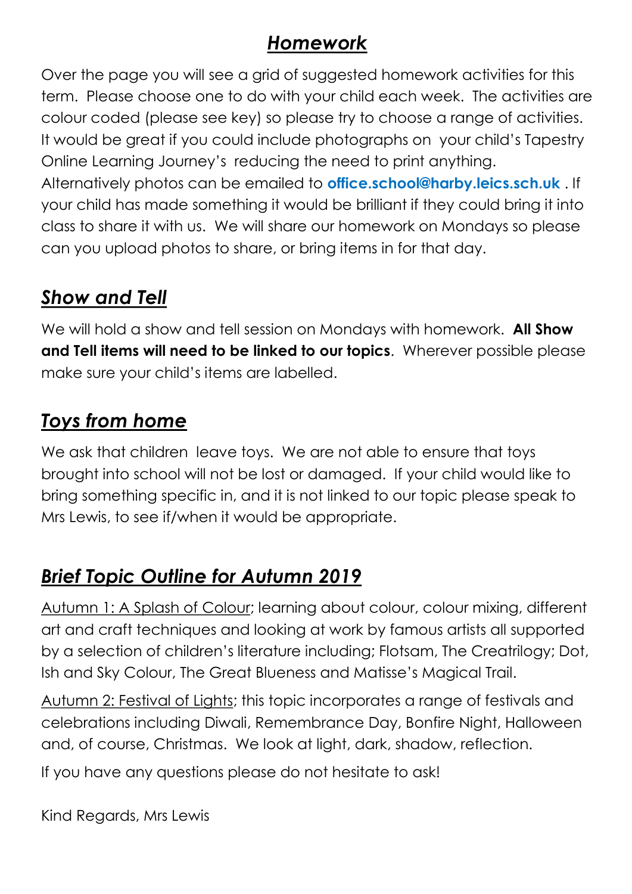## ***Homework***

Over the page you will see a grid of suggested homework activities for this term. Please choose one to do with your child each week. The activities are colour coded (please see key) so please try to choose a range of activities. It would be great if you could include photographs on your child's Tapestry Online Learning Journey's reducing the need to print anything. Alternatively photos can be emailed to **office.school@harby.leics.sch.uk** . If your child has made something it would be brilliant if they could bring it into class to share it with us. We will share our homework on Mondays so please can you upload photos to share, or bring items in for that day.

## ***Show and Tell***

We will hold a show and tell session on Mondays with homework. **All Show and Tell items will need to be linked to our topics**. Wherever possible please make sure your child's items are labelled.

## ***Toys from home***

We ask that children leave toys. We are not able to ensure that toys brought into school will not be lost or damaged. If your child would like to bring something specific in, and it is not linked to our topic please speak to Mrs Lewis, to see if/when it would be appropriate.

## ***Brief Topic Outline for Autumn 2019***

Autumn 1: A Splash of Colour; learning about colour, colour mixing, different art and craft techniques and looking at work by famous artists all supported by a selection of children's literature including; Flotsam, The Creatrilogy; Dot, Ish and Sky Colour, The Great Blueness and Matisse's Magical Trail.

Autumn 2: Festival of Lights; this topic incorporates a range of festivals and celebrations including Diwali, Remembrance Day, Bonfire Night, Halloween and, of course, Christmas. We look at light, dark, shadow, reflection.

If you have any questions please do not hesitate to ask!

Kind Regards, Mrs Lewis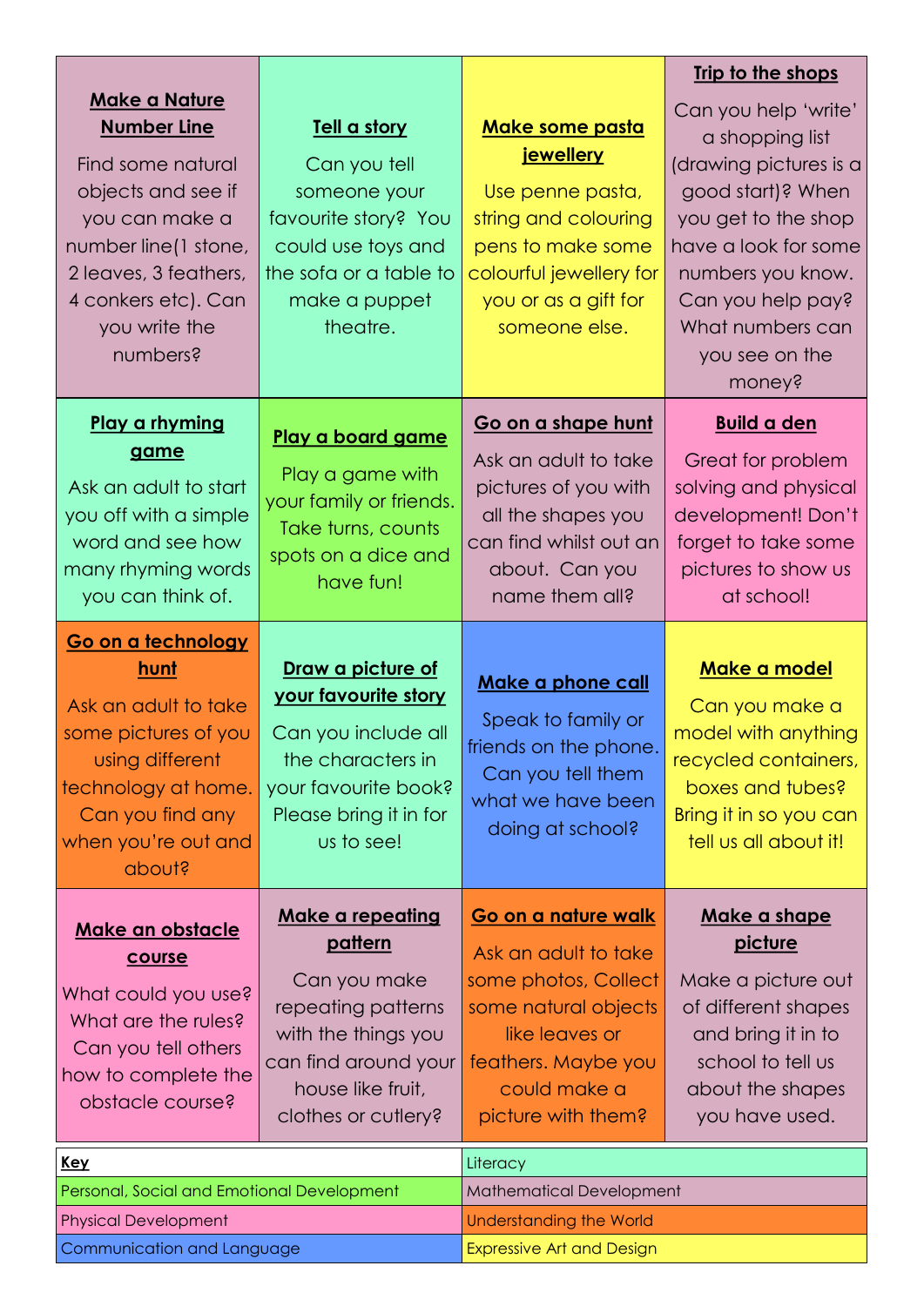| | | | |
|---|---|---|---|
| **Make a Nature Number Line**<br>Find some natural objects and see if you can make a number line(1 stone, 2 leaves, 3 feathers, 4 conkers etc). Can you write the numbers? | **Tell a story**<br>Can you tell someone your favourite story? You could use toys and the sofa or a table to make a puppet theatre. | **Make some pasta jewellery**<br>Use penne pasta, string and colouring pens to make some colourful jewellery for you or as a gift for someone else. | **Trip to the shops**<br>Can you help 'write' a shopping list (drawing pictures is a good start)? When you get to the shop have a look for some numbers you know. Can you help pay? What numbers can you see on the money? |
| **Play a rhyming game**<br>Ask an adult to start you off with a simple word and see how many rhyming words you can think of. | **Play a board game**<br>Play a game with your family or friends. Take turns, counts spots on a dice and have fun! | **Go on a shape hunt**<br>Ask an adult to take pictures of you with all the shapes you can find whilst out an about. Can you name them all? | **Build a den**<br>Great for problem solving and physical development! Don't forget to take some pictures to show us at school! |
| **Go on a technology hunt**<br>Ask an adult to take some pictures of you using different technology at home. Can you find any when you're out and about? | **Draw a picture of your favourite story**<br>Can you include all the characters in your favourite book? Please bring it in for us to see! | **Make a phone call**<br>Speak to family or friends on the phone. Can you tell them what we have been doing at school? | **Make a model**<br>Can you make a model with anything recycled containers, boxes and tubes? Bring it in so you can tell us all about it! |
| **Make an obstacle course**<br>What could you use? What are the rules? Can you tell others how to complete the obstacle course? | **Make a repeating pattern**<br>Can you make repeating patterns with the things you can find around your house like fruit, clothes or cutlery? | **Go on a nature walk**<br>Ask an adult to take some photos, Collect some natural objects like leaves or feathers. Maybe you could make a picture with them? | **Make a shape picture**<br>Make a picture out of different shapes and bring it in to school to tell us about the shapes you have used. |

| **Key** | Literacy |
|---|---|
| Personal, Social and Emotional Development | Mathematical Development |
| Physical Development | Understanding the World |
| Communication and Language | Expressive Art and Design |